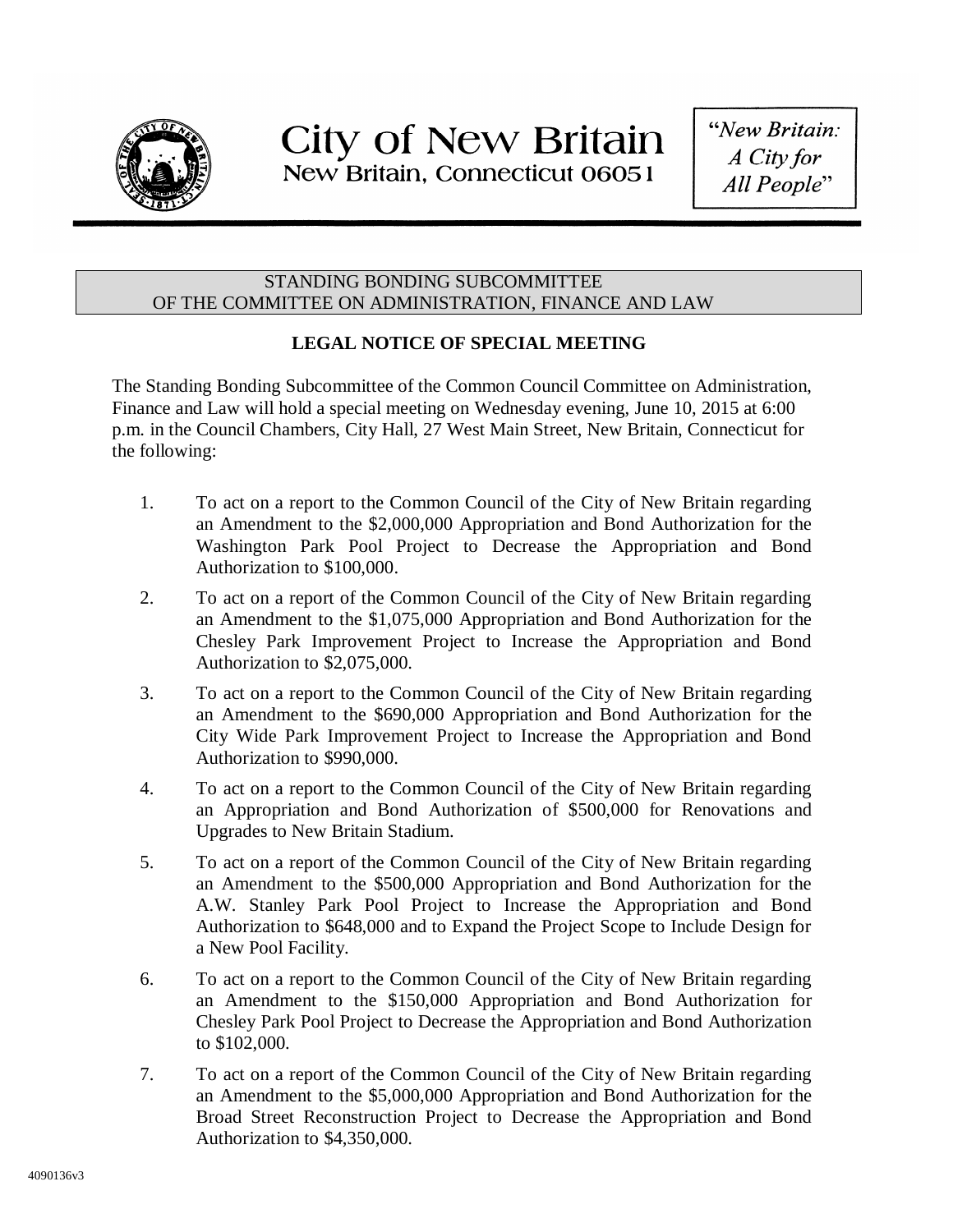# City of New Britain

New Britain, Connecticut 06051

"*New Britain: A City for All People*"

STANDING BONDING SUBCOMMITTEE
OF THE COMMITTEE ON ADMINISTRATION, FINANCE AND LAW

**LEGAL NOTICE OF SPECIAL MEETING**

The Standing Bonding Subcommittee of the Common Council Committee on Administration, Finance and Law will hold a special meeting on Wednesday evening, June 10, 2015 at 6:00 p.m. in the Council Chambers, City Hall, 27 West Main Street, New Britain, Connecticut for the following:

1. To act on a report to the Common Council of the City of New Britain regarding an Amendment to the $2,000,000 Appropriation and Bond Authorization for the Washington Park Pool Project to Decrease the Appropriation and Bond Authorization to $100,000.
2. To act on a report of the Common Council of the City of New Britain regarding an Amendment to the $1,075,000 Appropriation and Bond Authorization for the Chesley Park Improvement Project to Increase the Appropriation and Bond Authorization to $2,075,000.
3. To act on a report to the Common Council of the City of New Britain regarding an Amendment to the $690,000 Appropriation and Bond Authorization for the City Wide Park Improvement Project to Increase the Appropriation and Bond Authorization to $990,000.
4. To act on a report to the Common Council of the City of New Britain regarding an Appropriation and Bond Authorization of $500,000 for Renovations and Upgrades to New Britain Stadium.
5. To act on a report of the Common Council of the City of New Britain regarding an Amendment to the $500,000 Appropriation and Bond Authorization for the A.W. Stanley Park Pool Project to Increase the Appropriation and Bond Authorization to $648,000 and to Expand the Project Scope to Include Design for a New Pool Facility.
6. To act on a report to the Common Council of the City of New Britain regarding an Amendment to the $150,000 Appropriation and Bond Authorization for Chesley Park Pool Project to Decrease the Appropriation and Bond Authorization to $102,000.
7. To act on a report of the Common Council of the City of New Britain regarding an Amendment to the $5,000,000 Appropriation and Bond Authorization for the Broad Street Reconstruction Project to Decrease the Appropriation and Bond Authorization to $4,350,000.

4090136v3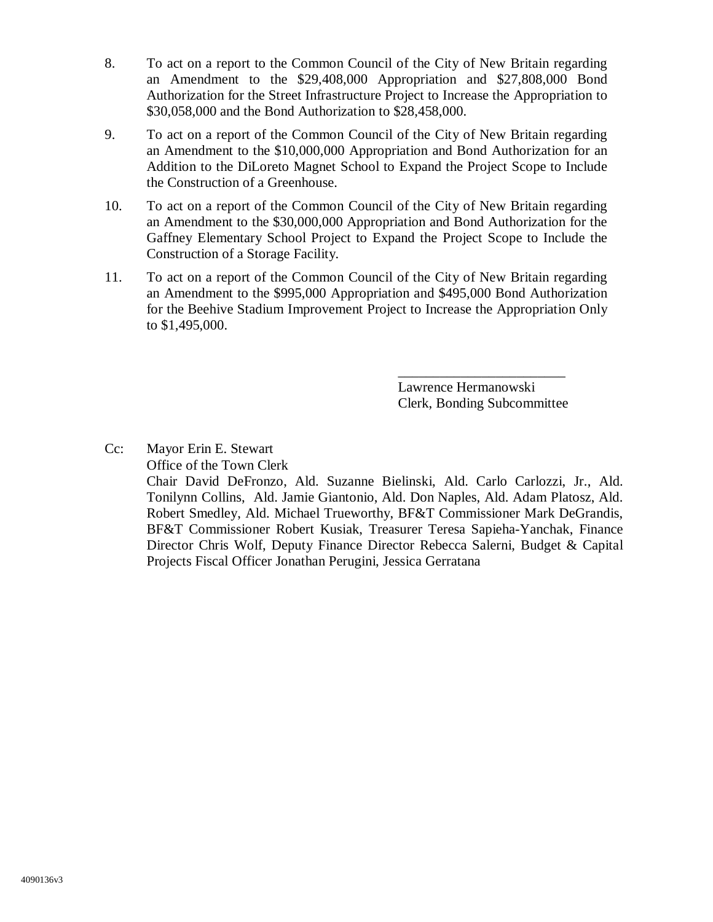8. To act on a report to the Common Council of the City of New Britain regarding an Amendment to the $29,408,000 Appropriation and $27,808,000 Bond Authorization for the Street Infrastructure Project to Increase the Appropriation to $30,058,000 and the Bond Authorization to $28,458,000.

9. To act on a report of the Common Council of the City of New Britain regarding an Amendment to the $10,000,000 Appropriation and Bond Authorization for an Addition to the DiLoreto Magnet School to Expand the Project Scope to Include the Construction of a Greenhouse.

10. To act on a report of the Common Council of the City of New Britain regarding an Amendment to the $30,000,000 Appropriation and Bond Authorization for the Gaffney Elementary School Project to Expand the Project Scope to Include the Construction of a Storage Facility.

11. To act on a report of the Common Council of the City of New Britain regarding an Amendment to the $995,000 Appropriation and $495,000 Bond Authorization for the Beehive Stadium Improvement Project to Increase the Appropriation Only to $1,495,000.

\_\_\_\_\_\_\_\_\_\_\_\_\_\_\_\_\_\_\_\_\_\_\_\_
Lawrence Hermanowski
Clerk, Bonding Subcommittee

Cc: Mayor Erin E. Stewart
Office of the Town Clerk
Chair David DeFronzo, Ald. Suzanne Bielinski, Ald. Carlo Carlozzi, Jr., Ald. Tonilynn Collins, Ald. Jamie Giantonio, Ald. Don Naples, Ald. Adam Platosz, Ald. Robert Smedley, Ald. Michael Trueworthy, BF&T Commissioner Mark DeGrandis, BF&T Commissioner Robert Kusiak, Treasurer Teresa Sapieha-Yanchak, Finance Director Chris Wolf, Deputy Finance Director Rebecca Salerni, Budget & Capital Projects Fiscal Officer Jonathan Perugini, Jessica Gerratana

4090136v3